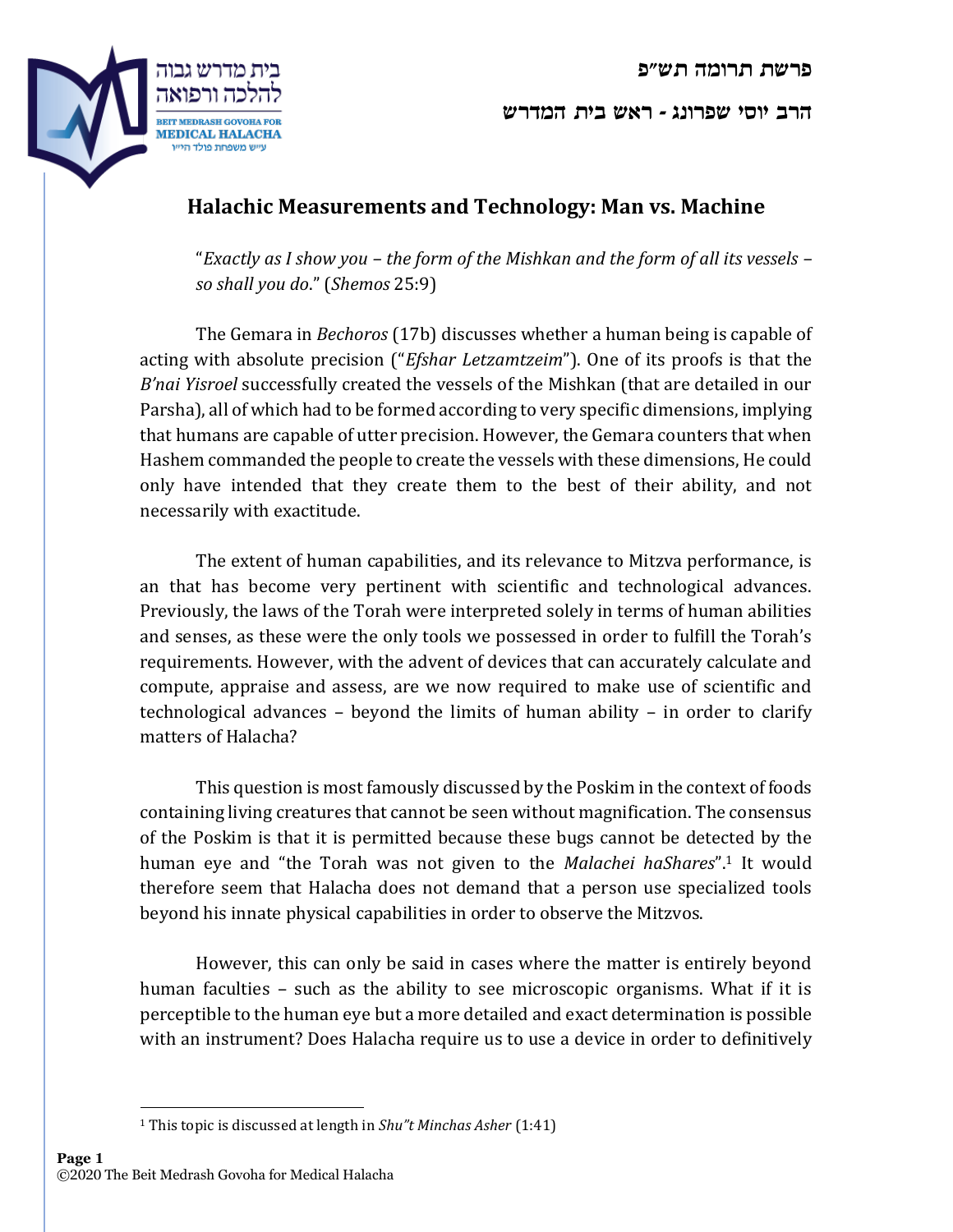פרשת תרומה תש"פ

הרב יוסי שפרונג - ראש בית המדרש

# Halachic Measurements and Technology: Man vs. Machine

"*Exactly as I show you – the form of the Mishkan and the form of all its vessels – so shall you do*." (*Shemos* 25:9)

The Gemara in *Bechoros* (17b) discusses whether a human being is capable of acting with absolute precision ("*Efshar Letzamtzeim*"). One of its proofs is that the *B'nai Yisroel* successfully created the vessels of the Mishkan (that are detailed in our Parsha), all of which had to be formed according to very specific dimensions, implying that humans are capable of utter precision. However, the Gemara counters that when Hashem commanded the people to create the vessels with these dimensions, He could only have intended that they create them to the best of their ability, and not necessarily with exactitude.

The extent of human capabilities, and its relevance to Mitzva performance, is an that has become very pertinent with scientific and technological advances. Previously, the laws of the Torah were interpreted solely in terms of human abilities and senses, as these were the only tools we possessed in order to fulfill the Torah's requirements. However, with the advent of devices that can accurately calculate and compute, appraise and assess, are we now required to make use of scientific and technological advances – beyond the limits of human ability – in order to clarify matters of Halacha?

This question is most famously discussed by the Poskim in the context of foods containing living creatures that cannot be seen without magnification. The consensus of the Poskim is that it is permitted because these bugs cannot be detected by the human eye and "the Torah was not given to the *Malachei haShares*".[1] It would therefore seem that Halacha does not demand that a person use specialized tools beyond his innate physical capabilities in order to observe the Mitzvos.

However, this can only be said in cases where the matter is entirely beyond human faculties – such as the ability to see microscopic organisms. What if it is perceptible to the human eye but a more detailed and exact determination is possible with an instrument? Does Halacha require us to use a device in order to definitively

[1] This topic is discussed at length in *Shu"t Minchas Asher* (1:41)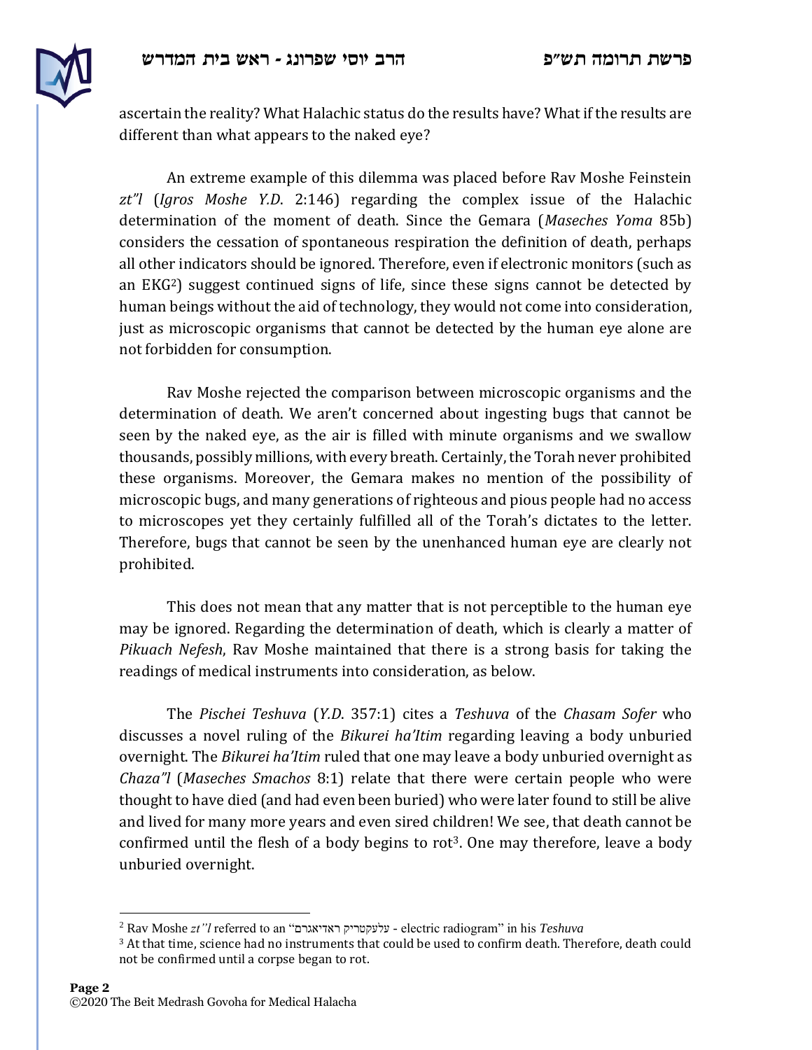ascertain the reality? What Halachic status do the results have? What if the results are different than what appears to the naked eye?

An extreme example of this dilemma was placed before Rav Moshe Feinstein *zt"l* (*Igros Moshe Y.D*. 2:146) regarding the complex issue of the Halachic determination of the moment of death. Since the Gemara (*Maseches Yoma* 85b) considers the cessation of spontaneous respiration the definition of death, perhaps all other indicators should be ignored. Therefore, even if electronic monitors (such as an EKG[2]) suggest continued signs of life, since these signs cannot be detected by human beings without the aid of technology, they would not come into consideration, just as microscopic organisms that cannot be detected by the human eye alone are not forbidden for consumption.

Rav Moshe rejected the comparison between microscopic organisms and the determination of death. We aren't concerned about ingesting bugs that cannot be seen by the naked eye, as the air is filled with minute organisms and we swallow thousands, possibly millions, with every breath. Certainly, the Torah never prohibited these organisms. Moreover, the Gemara makes no mention of the possibility of microscopic bugs, and many generations of righteous and pious people had no access to microscopes yet they certainly fulfilled all of the Torah's dictates to the letter. Therefore, bugs that cannot be seen by the unenhanced human eye are clearly not prohibited.

This does not mean that any matter that is not perceptible to the human eye may be ignored. Regarding the determination of death, which is clearly a matter of *Pikuach Nefesh*, Rav Moshe maintained that there is a strong basis for taking the readings of medical instruments into consideration, as below.

The *Pischei Teshuva* (*Y.D*. 357:1) cites a *Teshuva* of the *Chasam Sofer* who discusses a novel ruling of the *Bikurei ha'Itim* regarding leaving a body unburied overnight. The *Bikurei ha'Itim* ruled that one may leave a body unburied overnight as *Chaza"l* (*Maseches Smachos* 8:1) relate that there were certain people who were thought to have died (and had even been buried) who were later found to still be alive and lived for many more years and even sired children! We see, that death cannot be confirmed until the flesh of a body begins to rot[3]. One may therefore, leave a body unburied overnight.

---

[2] Rav Moshe *zt"l* referred to an "עלעקטריק ראדיאגרם - electric radiogram" in his *Teshuva*

[3] At that time, science had no instruments that could be used to confirm death. Therefore, death could not be confirmed until a corpse began to rot.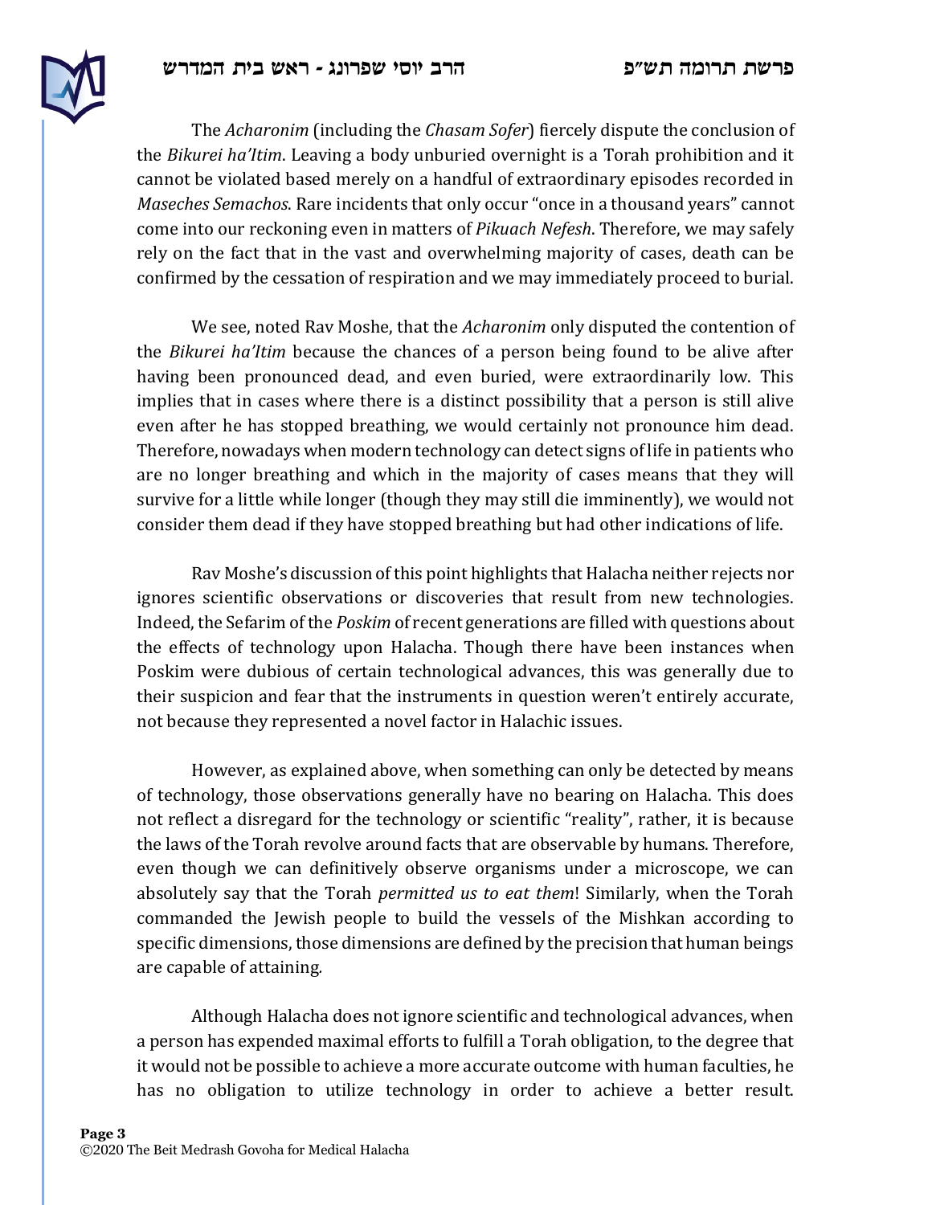The *Acharonim* (including the *Chasam Sofer*) fiercely dispute the conclusion of the *Bikurei ha'Itim*. Leaving a body unburied overnight is a Torah prohibition and it cannot be violated based merely on a handful of extraordinary episodes recorded in *Maseches Semachos*. Rare incidents that only occur "once in a thousand years" cannot come into our reckoning even in matters of *Pikuach Nefesh*. Therefore, we may safely rely on the fact that in the vast and overwhelming majority of cases, death can be confirmed by the cessation of respiration and we may immediately proceed to burial.

We see, noted Rav Moshe, that the *Acharonim* only disputed the contention of the *Bikurei ha'Itim* because the chances of a person being found to be alive after having been pronounced dead, and even buried, were extraordinarily low. This implies that in cases where there is a distinct possibility that a person is still alive even after he has stopped breathing, we would certainly not pronounce him dead. Therefore, nowadays when modern technology can detect signs of life in patients who are no longer breathing and which in the majority of cases means that they will survive for a little while longer (though they may still die imminently), we would not consider them dead if they have stopped breathing but had other indications of life.

Rav Moshe's discussion of this point highlights that Halacha neither rejects nor ignores scientific observations or discoveries that result from new technologies. Indeed, the Sefarim of the *Poskim* of recent generations are filled with questions about the effects of technology upon Halacha. Though there have been instances when Poskim were dubious of certain technological advances, this was generally due to their suspicion and fear that the instruments in question weren't entirely accurate, not because they represented a novel factor in Halachic issues.

However, as explained above, when something can only be detected by means of technology, those observations generally have no bearing on Halacha. This does not reflect a disregard for the technology or scientific "reality", rather, it is because the laws of the Torah revolve around facts that are observable by humans. Therefore, even though we can definitively observe organisms under a microscope, we can absolutely say that the Torah *permitted us to eat them*! Similarly, when the Torah commanded the Jewish people to build the vessels of the Mishkan according to specific dimensions, those dimensions are defined by the precision that human beings are capable of attaining.

Although Halacha does not ignore scientific and technological advances, when a person has expended maximal efforts to fulfill a Torah obligation, to the degree that it would not be possible to achieve a more accurate outcome with human faculties, he has no obligation to utilize technology in order to achieve a better result.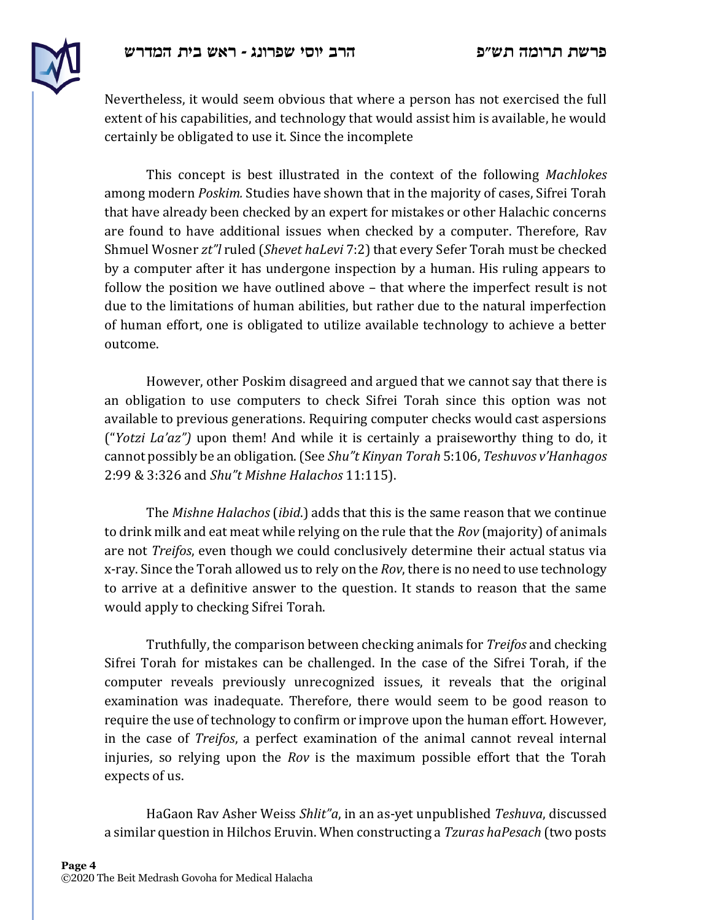Nevertheless, it would seem obvious that where a person has not exercised the full extent of his capabilities, and technology that would assist him is available, he would certainly be obligated to use it. Since the incomplete

This concept is best illustrated in the context of the following *Machlokes* among modern *Poskim.* Studies have shown that in the majority of cases, Sifrei Torah that have already been checked by an expert for mistakes or other Halachic concerns are found to have additional issues when checked by a computer. Therefore, Rav Shmuel Wosner *zt"l* ruled (*Shevet haLevi* 7:2) that every Sefer Torah must be checked by a computer after it has undergone inspection by a human. His ruling appears to follow the position we have outlined above – that where the imperfect result is not due to the limitations of human abilities, but rather due to the natural imperfection of human effort, one is obligated to utilize available technology to achieve a better outcome.

However, other Poskim disagreed and argued that we cannot say that there is an obligation to use computers to check Sifrei Torah since this option was not available to previous generations. Requiring computer checks would cast aspersions ("*Yotzi La'az")* upon them! And while it is certainly a praiseworthy thing to do, it cannot possibly be an obligation. (See *Shu"t Kinyan Torah* 5:106, *Teshuvos v'Hanhagos* 2:99 & 3:326 and *Shu"t Mishne Halachos* 11:115).

The *Mishne Halachos* (*ibid.*) adds that this is the same reason that we continue to drink milk and eat meat while relying on the rule that the *Rov* (majority) of animals are not *Treifos*, even though we could conclusively determine their actual status via x-ray. Since the Torah allowed us to rely on the *Rov*, there is no need to use technology to arrive at a definitive answer to the question. It stands to reason that the same would apply to checking Sifrei Torah.

Truthfully, the comparison between checking animals for *Treifos* and checking Sifrei Torah for mistakes can be challenged. In the case of the Sifrei Torah, if the computer reveals previously unrecognized issues, it reveals that the original examination was inadequate. Therefore, there would seem to be good reason to require the use of technology to confirm or improve upon the human effort. However, in the case of *Treifos*, a perfect examination of the animal cannot reveal internal injuries, so relying upon the *Rov* is the maximum possible effort that the Torah expects of us.

HaGaon Rav Asher Weiss *Shlit"a*, in an as-yet unpublished *Teshuva*, discussed a similar question in Hilchos Eruvin. When constructing a *Tzuras haPesach* (two posts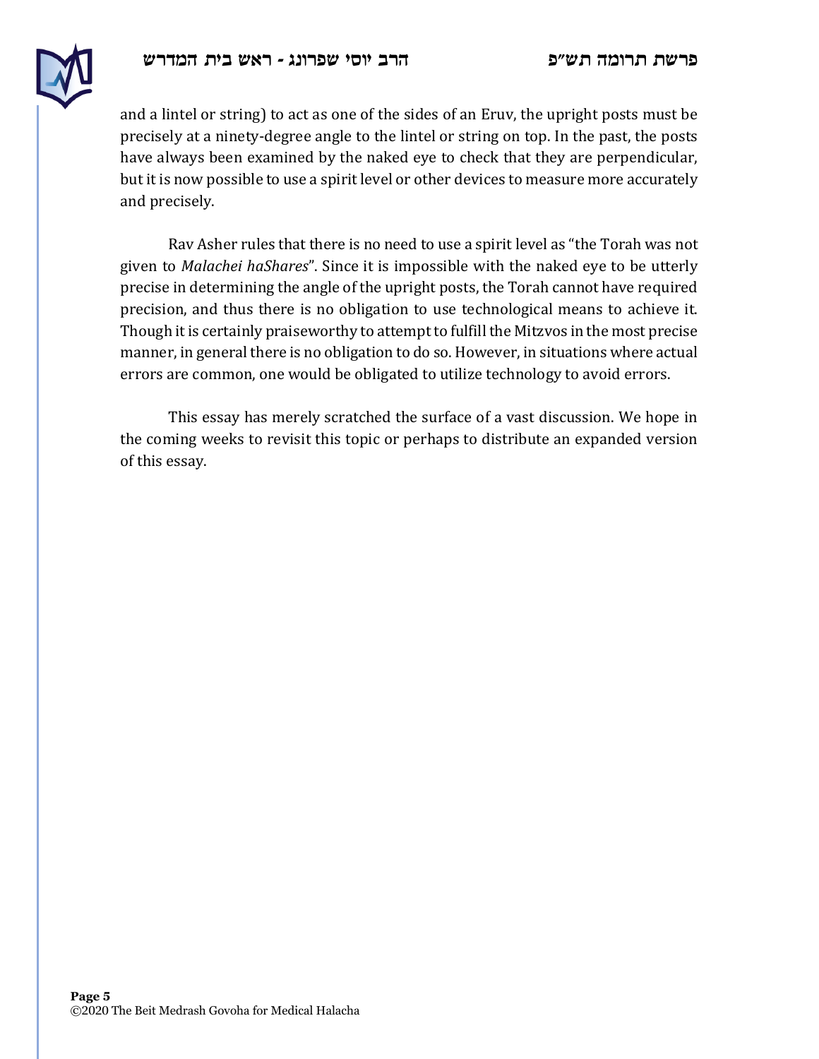and a lintel or string) to act as one of the sides of an Eruv, the upright posts must be precisely at a ninety-degree angle to the lintel or string on top. In the past, the posts have always been examined by the naked eye to check that they are perpendicular, but it is now possible to use a spirit level or other devices to measure more accurately and precisely.

Rav Asher rules that there is no need to use a spirit level as "the Torah was not given to *Malachei haShares*". Since it is impossible with the naked eye to be utterly precise in determining the angle of the upright posts, the Torah cannot have required precision, and thus there is no obligation to use technological means to achieve it. Though it is certainly praiseworthy to attempt to fulfill the Mitzvos in the most precise manner, in general there is no obligation to do so. However, in situations where actual errors are common, one would be obligated to utilize technology to avoid errors.

This essay has merely scratched the surface of a vast discussion. We hope in the coming weeks to revisit this topic or perhaps to distribute an expanded version of this essay.